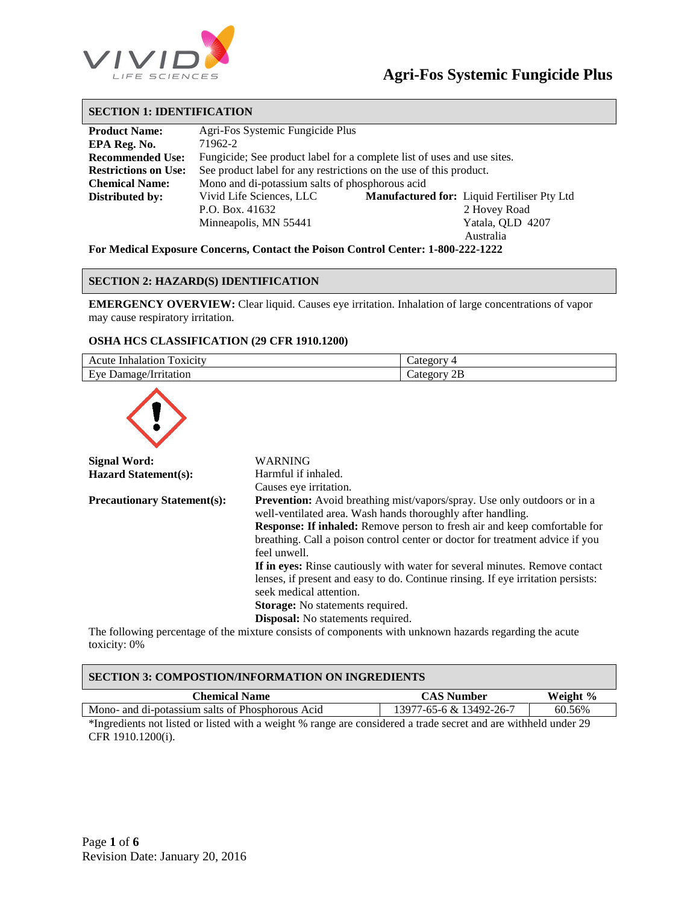# Agri-Fos Systemic Fungicide Plus

## SECTION 1: IDENTIFICATION

**Product Name:** Agri-Fos Systemic Fungicide Plus

**EPA Reg. No.** 71962-2

**Recommended Use:** Fungicide; See product label for a complete list of uses and use sites.

**Restrictions on Use:** See product label for any restrictions on the use of this product.

**Chemical Name:** Mono and di-potassium salts of phosphorous acid

**Distributed by:**
Vivid Life Sciences, LLC
P.O. Box. 41632
Minneapolis, MN 55441

**Manufactured for:**
Liquid Fertiliser Pty Ltd
2 Hovey Road
Yatala, QLD 4207
Australia

**For Medical Exposure Concerns, Contact the Poison Control Center: 1-800-222-1222**

## SECTION 2: HAZARD(S) IDENTIFICATION

**EMERGENCY OVERVIEW:** Clear liquid. Causes eye irritation. Inhalation of large concentrations of vapor may cause respiratory irritation.

### OSHA HCS CLASSIFICATION (29 CFR 1910.1200)

| Hazard | Category |
|---|---|
| Acute Inhalation Toxicity | Category 4 |
| Eye Damage/Irritation | Category 2B |

**Signal Word:** WARNING

**Hazard Statement(s):**
Harmful if inhaled.
Causes eye irritation.

**Precautionary Statement(s):**

**Prevention:** Avoid breathing mist/vapors/spray. Use only outdoors or in a well-ventilated area. Wash hands thoroughly after handling.

**Response: If inhaled:** Remove person to fresh air and keep comfortable for breathing. Call a poison control center or doctor for treatment advice if you feel unwell.

**If in eyes:** Rinse cautiously with water for several minutes. Remove contact lenses, if present and easy to do. Continue rinsing. If eye irritation persists: seek medical attention.

**Storage:** No statements required.

**Disposal:** No statements required.

The following percentage of the mixture consists of components with unknown hazards regarding the acute toxicity: 0%

## SECTION 3: COMPOSTION/INFORMATION ON INGREDIENTS

| Chemical Name | CAS Number | Weight % |
|---|---|---|
| Mono- and di-potassium salts of Phosphorous Acid | 13977-65-6 & 13492-26-7 | 60.56% |

*Ingredients not listed or listed with a weight % range are considered a trade secret and are withheld under 29 CFR 1910.1200(i).

Revision Date: January 20, 2016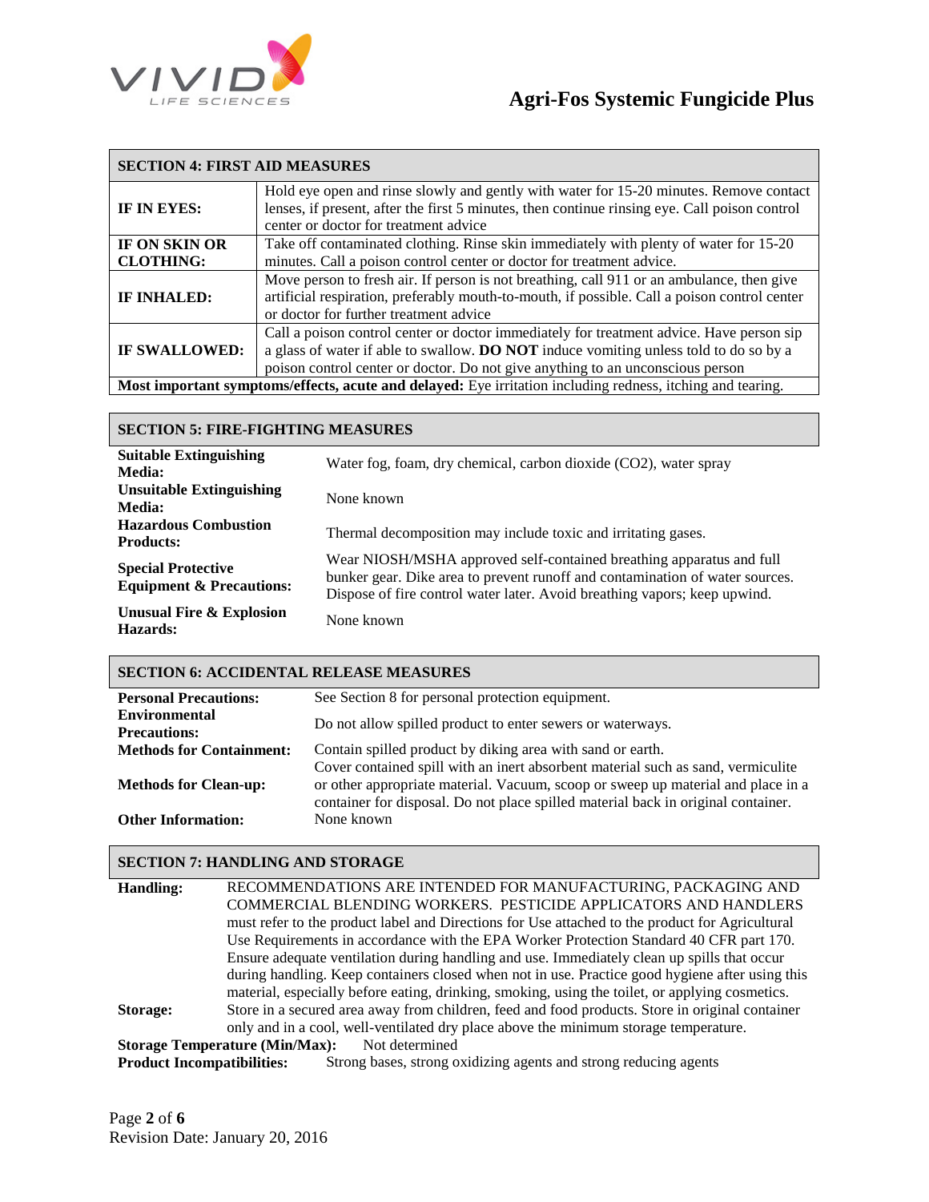## SECTION 4: FIRST AID MEASURES

| | |
|---|---|
| **IF IN EYES:** | Hold eye open and rinse slowly and gently with water for 15-20 minutes. Remove contact lenses, if present, after the first 5 minutes, then continue rinsing eye. Call poison control center or doctor for treatment advice |
| **IF ON SKIN OR CLOTHING:** | Take off contaminated clothing. Rinse skin immediately with plenty of water for 15-20 minutes. Call a poison control center or doctor for treatment advice. |
| **IF INHALED:** | Move person to fresh air. If person is not breathing, call 911 or an ambulance, then give artificial respiration, preferably mouth-to-mouth, if possible. Call a poison control center or doctor for further treatment advice |
| **IF SWALLOWED:** | Call a poison control center or doctor immediately for treatment advice. Have person sip a glass of water if able to swallow. **DO NOT** induce vomiting unless told to do so by a poison control center or doctor. Do not give anything to an unconscious person |

**Most important symptoms/effects, acute and delayed:** Eye irritation including redness, itching and tearing.

## SECTION 5: FIRE-FIGHTING MEASURES

| | |
|---|---|
| **Suitable Extinguishing Media:** | Water fog, foam, dry chemical, carbon dioxide ($CO_2$), water spray |
| **Unsuitable Extinguishing Media:** | None known |
| **Hazardous Combustion Products:** | Thermal decomposition may include toxic and irritating gases. |
| **Special Protective Equipment & Precautions:** | Wear NIOSH/MSHA approved self-contained breathing apparatus and full bunker gear. Dike area to prevent runoff and contamination of water sources. Dispose of fire control water later. Avoid breathing vapors; keep upwind. |
| **Unusual Fire & Explosion Hazards:** | None known |

## SECTION 6: ACCIDENTAL RELEASE MEASURES

| | |
|---|---|
| **Personal Precautions:** | See Section 8 for personal protection equipment. |
| **Environmental Precautions:** | Do not allow spilled product to enter sewers or waterways. |
| **Methods for Containment:** | Contain spilled product by diking area with sand or earth. |
| **Methods for Clean-up:** | Cover contained spill with an inert absorbent material such as sand, vermiculite or other appropriate material. Vacuum, scoop or sweep up material and place in a container for disposal. Do not place spilled material back in original container. |
| **Other Information:** | None known |

## SECTION 7: HANDLING AND STORAGE

**Handling:** RECOMMENDATIONS ARE INTENDED FOR MANUFACTURING, PACKAGING AND COMMERCIAL BLENDING WORKERS. PESTICIDE APPLICATORS AND HANDLERS must refer to the product label and Directions for Use attached to the product for Agricultural Use Requirements in accordance with the EPA Worker Protection Standard 40 CFR part 170. Ensure adequate ventilation during handling and use. Immediately clean up spills that occur during handling. Keep containers closed when not in use. Practice good hygiene after using this material, especially before eating, drinking, smoking, using the toilet, or applying cosmetics.

**Storage:** Store in a secured area away from children, feed and food products. Store in original container only and in a cool, well-ventilated dry place above the minimum storage temperature.

**Storage Temperature (Min/Max):** Not determined

**Product Incompatibilities:** Strong bases, strong oxidizing agents and strong reducing agents

Revision Date: January 20, 2016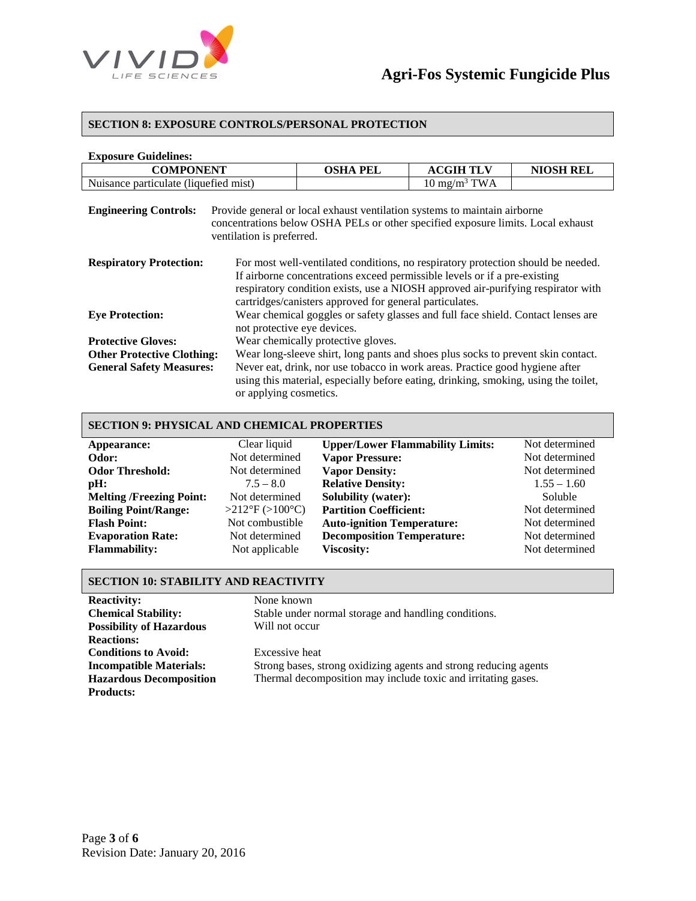## SECTION 8: EXPOSURE CONTROLS/PERSONAL PROTECTION

**Exposure Guidelines:**

| COMPONENT | OSHA PEL | ACGIH TLV | NIOSH REL |
|---|---|---|---|
| Nuisance particulate (liquefied mist) | | 10 $mg/m^3$ TWA | |

**Engineering Controls:** Provide general or local exhaust ventilation systems to maintain airborne concentrations below OSHA PELs or other specified exposure limits. Local exhaust ventilation is preferred.

**Respiratory Protection:** For most well-ventilated conditions, no respiratory protection should be needed. If airborne concentrations exceed permissible levels or if a pre-existing respiratory condition exists, use a NIOSH approved air-purifying respirator with cartridges/canisters approved for general particulates.

**Eye Protection:** Wear chemical goggles or safety glasses and full face shield. Contact lenses are not protective eye devices.

**Protective Gloves:** Wear chemically protective gloves.

**Other Protective Clothing:** Wear long-sleeve shirt, long pants and shoes plus socks to prevent skin contact.

**General Safety Measures:** Never eat, drink, nor use tobacco in work areas. Practice good hygiene after using this material, especially before eating, drinking, smoking, using the toilet, or applying cosmetics.

## SECTION 9: PHYSICAL AND CHEMICAL PROPERTIES

| Property | Value | Property | Value |
|---|---|---|---|
| **Appearance:** | Clear liquid | **Upper/Lower Flammability Limits:** | Not determined |
| **Odor:** | Not determined | **Vapor Pressure:** | Not determined |
| **Odor Threshold:** | Not determined | **Vapor Density:** | Not determined |
| **pH:** | 7.5 – 8.0 | **Relative Density:** | 1.55 – 1.60 |
| **Melting /Freezing Point:** | Not determined | **Solubility (water):** | Soluble |
| **Boiling Point/Range:** | >212°F (>100°C) | **Partition Coefficient:** | Not determined |
| **Flash Point:** | Not combustible | **Auto-ignition Temperature:** | Not determined |
| **Evaporation Rate:** | Not determined | **Decomposition Temperature:** | Not determined |
| **Flammability:** | Not applicable | **Viscosity:** | Not determined |

## SECTION 10: STABILITY AND REACTIVITY

**Reactivity:** None known

**Chemical Stability:** Stable under normal storage and handling conditions.

**Possibility of Hazardous Reactions:** Will not occur

**Conditions to Avoid:** Excessive heat

**Incompatible Materials:** Strong bases, strong oxidizing agents and strong reducing agents

**Hazardous Decomposition Products:** Thermal decomposition may include toxic and irritating gases.

Revision Date: January 20, 2016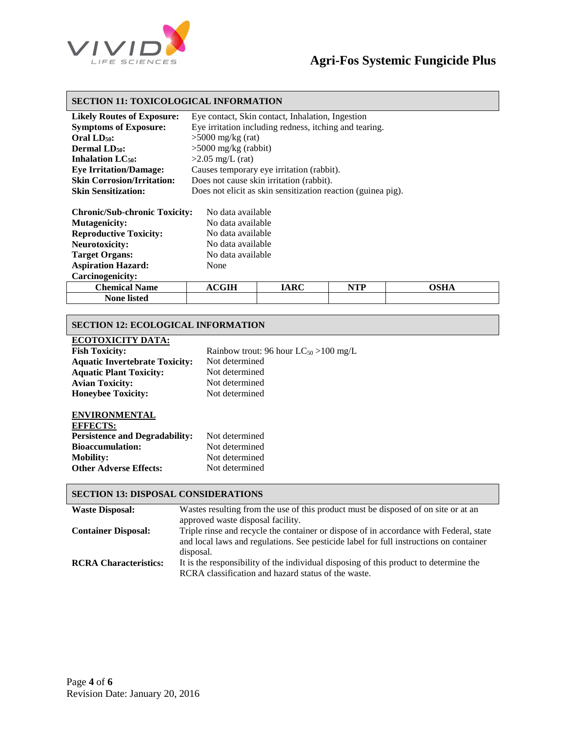## SECTION 11: TOXICOLOGICAL INFORMATION

**Likely Routes of Exposure:** Eye contact, Skin contact, Inhalation, Ingestion
**Symptoms of Exposure:** Eye irritation including redness, itching and tearing.
**Oral $LD_{50}$:** >5000 mg/kg (rat)
**Dermal $LD_{50}$:** >5000 mg/kg (rabbit)
**Inhalation $LC_{50}$:** >2.05 mg/L (rat)
**Eye Irritation/Damage:** Causes temporary eye irritation (rabbit).
**Skin Corrosion/Irritation:** Does not cause skin irritation (rabbit).
**Skin Sensitization:** Does not elicit as skin sensitization reaction (guinea pig).

**Chronic/Sub-chronic Toxicity:** No data available
**Mutagenicity:** No data available
**Reproductive Toxicity:** No data available
**Neurotoxicity:** No data available
**Target Organs:** No data available
**Aspiration Hazard:** None
**Carcinogenicity:**

| Chemical Name | ACGIH | IARC | NTP | OSHA |
|---|---|---|---|---|
| None listed | | | | |

## SECTION 12: ECOLOGICAL INFORMATION

**ECOTOXICITY DATA:**
**Fish Toxicity:** Rainbow trout: 96 hour $LC_{50}$ >100 mg/L
**Aquatic Invertebrate Toxicity:** Not determined
**Aquatic Plant Toxicity:** Not determined
**Avian Toxicity:** Not determined
**Honeybee Toxicity:** Not determined

**ENVIRONMENTAL EFFECTS:**
**Persistence and Degradability:** Not determined
**Bioaccumulation:** Not determined
**Mobility:** Not determined
**Other Adverse Effects:** Not determined

## SECTION 13: DISPOSAL CONSIDERATIONS

**Waste Disposal:** Wastes resulting from the use of this product must be disposed of on site or at an approved waste disposal facility.
**Container Disposal:** Triple rinse and recycle the container or dispose of in accordance with Federal, state and local laws and regulations. See pesticide label for full instructions on container disposal.
**RCRA Characteristics:** It is the responsibility of the individual disposing of this product to determine the RCRA classification and hazard status of the waste.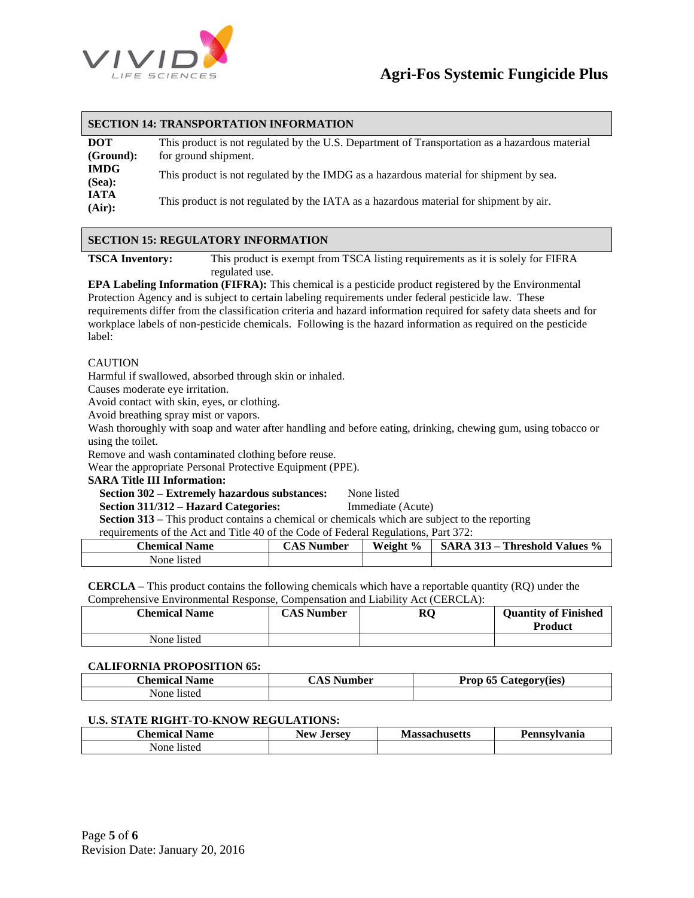## SECTION 14: TRANSPORTATION INFORMATION

**DOT (Ground):** This product is not regulated by the U.S. Department of Transportation as a hazardous material for ground shipment.

**IMDG (Sea):** This product is not regulated by the IMDG as a hazardous material for shipment by sea.

**IATA (Air):** This product is not regulated by the IATA as a hazardous material for shipment by air.

## SECTION 15: REGULATORY INFORMATION

**TSCA Inventory:** This product is exempt from TSCA listing requirements as it is solely for FIFRA regulated use.

**EPA Labeling Information (FIFRA):** This chemical is a pesticide product registered by the Environmental Protection Agency and is subject to certain labeling requirements under federal pesticide law. These requirements differ from the classification criteria and hazard information required for safety data sheets and for workplace labels of non-pesticide chemicals. Following is the hazard information as required on the pesticide label:

CAUTION
Harmful if swallowed, absorbed through skin or inhaled.
Causes moderate eye irritation.
Avoid contact with skin, eyes, or clothing.
Avoid breathing spray mist or vapors.
Wash thoroughly with soap and water after handling and before eating, drinking, chewing gum, using tobacco or using the toilet.
Remove and wash contaminated clothing before reuse.
Wear the appropriate Personal Protective Equipment (PPE).

**SARA Title III Information:**

**Section 302 – Extremely hazardous substances:** None listed

**Section 311/312 – Hazard Categories:** Immediate (Acute)

**Section 313 –** This product contains a chemical or chemicals which are subject to the reporting requirements of the Act and Title 40 of the Code of Federal Regulations, Part 372:

| Chemical Name | CAS Number | Weight % | SARA 313 – Threshold Values % |
|---|---|---|---|
| None listed | | | |

**CERCLA –** This product contains the following chemicals which have a reportable quantity (RQ) under the Comprehensive Environmental Response, Compensation and Liability Act (CERCLA):

| Chemical Name | CAS Number | RQ | Quantity of Finished Product |
|---|---|---|---|
| None listed | | | |

**CALIFORNIA PROPOSITION 65:**

| Chemical Name | CAS Number | Prop 65 Category(ies) |
|---|---|---|
| None listed | | |

**U.S. STATE RIGHT-TO-KNOW REGULATIONS:**

| Chemical Name | New Jersey | Massachusetts | Pennsylvania |
|---|---|---|---|
| None listed | | | |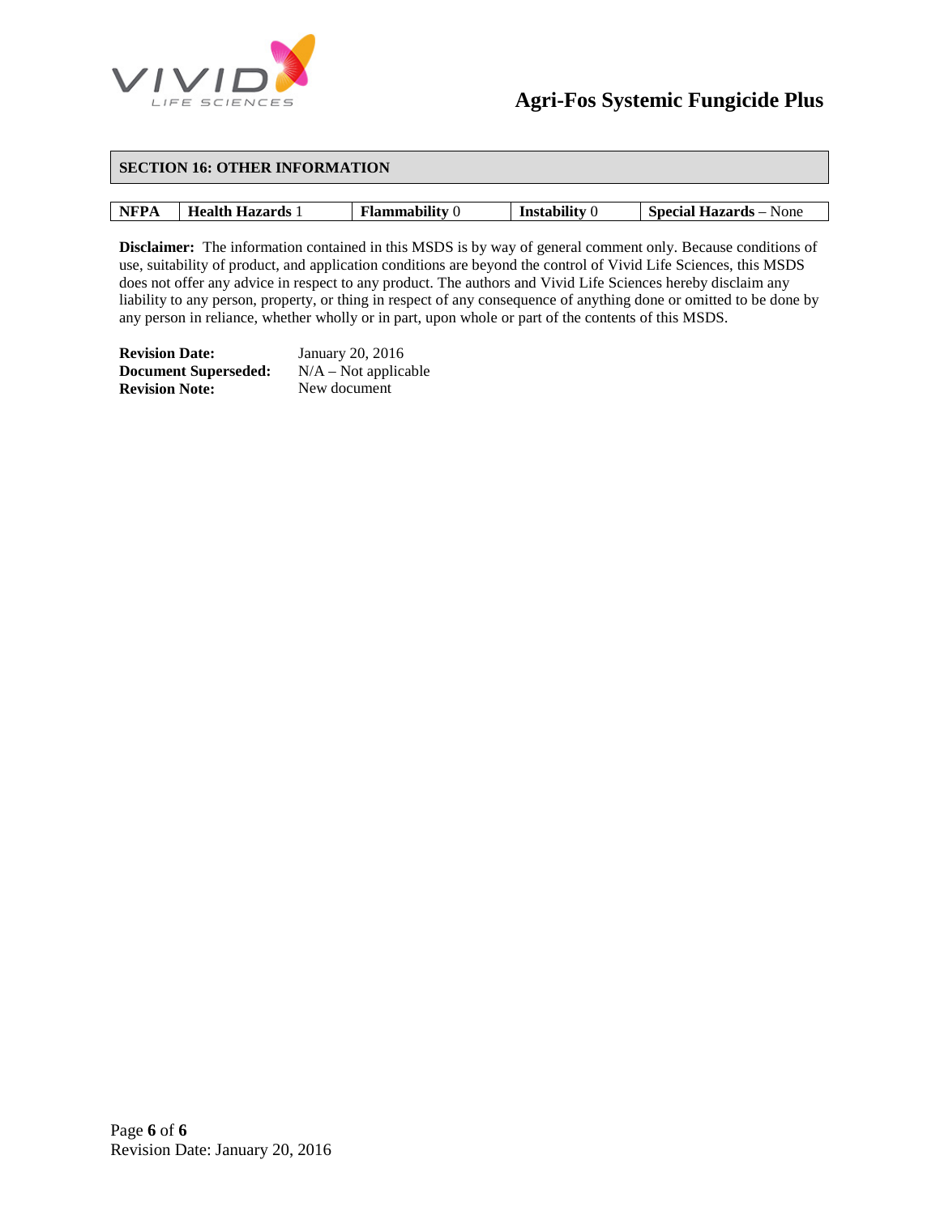## SECTION 16: OTHER INFORMATION

| | | | | |
|---|---|---|---|---|
| **NFPA** | **Health Hazards** 1 | **Flammability** 0 | **Instability** 0 | **Special Hazards** – None |

**Disclaimer:** The information contained in this MSDS is by way of general comment only. Because conditions of use, suitability of product, and application conditions are beyond the control of Vivid Life Sciences, this MSDS does not offer any advice in respect to any product. The authors and Vivid Life Sciences hereby disclaim any liability to any person, property, or thing in respect of any consequence of anything done or omitted to be done by any person in reliance, whether wholly or in part, upon whole or part of the contents of this MSDS.

| | |
|---|---|
| **Revision Date:** | January 20, 2016 |
| **Document Superseded:** | N/A – Not applicable |
| **Revision Note:** | New document |